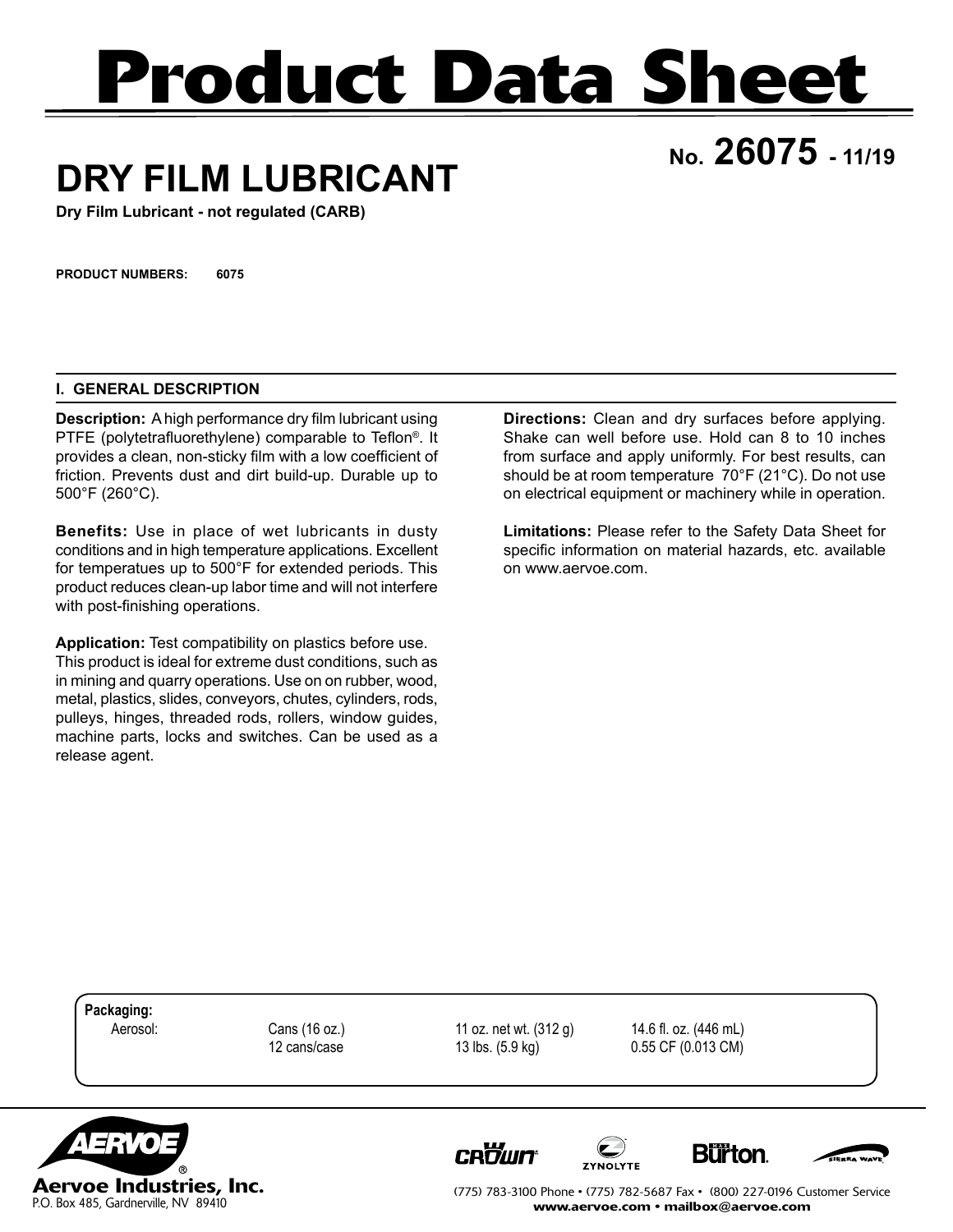# Product Data Sheet

## DRY FILM LUBRICANT

**No. 26075 - 11/19**

**Dry Film Lubricant - not regulated (CARB)**

**PRODUCT NUMBERS: 6075**

### I. GENERAL DESCRIPTION

**Description:** A high performance dry film lubricant using PTFE (polytetrafluorethylene) comparable to Teflon®. It provides a clean, non-sticky film with a low coefficient of friction. Prevents dust and dirt build-up. Durable up to 500°F (260°C).

**Benefits:** Use in place of wet lubricants in dusty conditions and in high temperature applications. Excellent for temperatues up to 500°F for extended periods. This product reduces clean-up labor time and will not interfere with post-finishing operations.

**Application:** Test compatibility on plastics before use. This product is ideal for extreme dust conditions, such as in mining and quarry operations. Use on on rubber, wood, metal, plastics, slides, conveyors, chutes, cylinders, rods, pulleys, hinges, threaded rods, rollers, window guides, machine parts, locks and switches. Can be used as a release agent.

**Directions:** Clean and dry surfaces before applying. Shake can well before use. Hold can 8 to 10 inches from surface and apply uniformly. For best results, can should be at room temperature 70°F (21°C). Do not use on electrical equipment or machinery while in operation.

**Limitations:** Please refer to the Safety Data Sheet for specific information on material hazards, etc. available on www.aervoe.com.

**Packaging:**

| | | | |
|---|---|---|---|
| Aerosol: | Cans (16 oz.) | 11 oz. net wt. (312 g) | 14.6 fl. oz. (446 mL) |
| | 12 cans/case | 13 lbs. (5.9 kg) | 0.55 CF (0.013 CM) |

**Aervoe Industries, Inc.**
P.O. Box 485, Gardnerville, NV 89410

(775) 783-3100 Phone • (775) 782-5687 Fax • (800) 227-0196 Customer Service
www.aervoe.com • mailbox@aervoe.com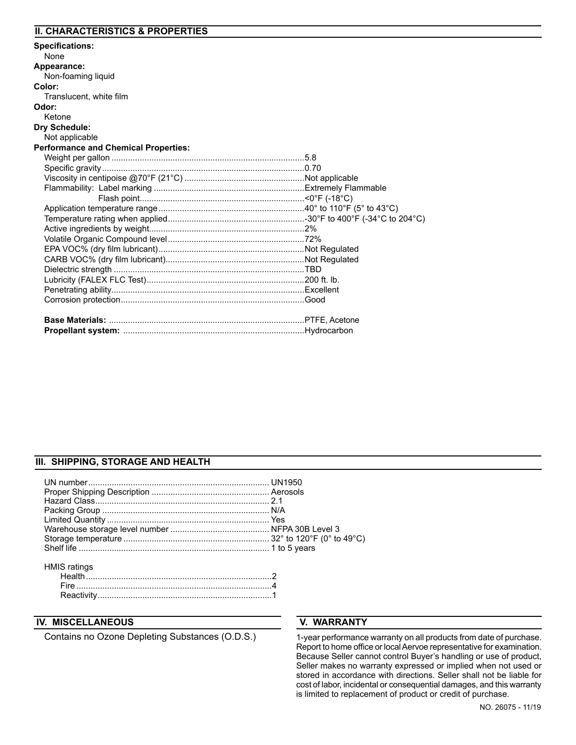## II. CHARACTERISTICS & PROPERTIES

**Specifications:**
None

**Appearance:**
Non-foaming liquid

**Color:**
Translucent, white film

**Odor:**
Ketone

**Dry Schedule:**
Not applicable

**Performance and Chemical Properties:**

| | |
|---|---|
| Weight per gallon | 5.8 |
| Specific gravity | 0.70 |
| Viscosity in centipoise @70°F (21°C) | Not applicable |
| Flammability: Label marking | Extremely Flammable |
| Flash point | <0°F (-18°C) |
| Application temperature range | 40° to 110°F (5° to 43°C) |
| Temperature rating when applied | -30°F to 400°F (-34°C to 204°C) |
| Active ingredients by weight | 2% |
| Volatile Organic Compound level | 72% |
| EPA VOC% (dry film lubricant) | Not Regulated |
| CARB VOC% (dry film lubricant) | Not Regulated |
| Dielectric strength | TBD |
| Lubricity (FALEX FLC Test) | 200 ft. lb. |
| Penetrating ability | Excellent |
| Corrosion protection | Good |

| | |
|---|---|
| **Base Materials:** | PTFE, Acetone |
| **Propellant system:** | Hydrocarbon |

## III. SHIPPING, STORAGE AND HEALTH

| | |
|---|---|
| UN number | UN1950 |
| Proper Shipping Description | Aerosols |
| Hazard Class | 2.1 |
| Packing Group | N/A |
| Limited Quantity | Yes |
| Warehouse storage level number | NFPA 30B Level 3 |
| Storage temperature | 32° to 120°F (0° to 49°C) |
| Shelf life | 1 to 5 years |

HMIS ratings

| | |
|---|---|
| Health | 2 |
| Fire | 4 |
| Reactivity | 1 |

## IV. MISCELLANEOUS

Contains no Ozone Depleting Substances (O.D.S.)

## V. WARRANTY

1-year performance warranty on all products from date of purchase. Report to home office or local Aervoe representative for examination. Because Seller cannot control Buyer's handling or use of product, Seller makes no warranty expressed or implied when not used or stored in accordance with directions. Seller shall not be liable for cost of labor, incidental or consequential damages, and this warranty is limited to replacement of product or credit of purchase.

NO. 26075 - 11/19